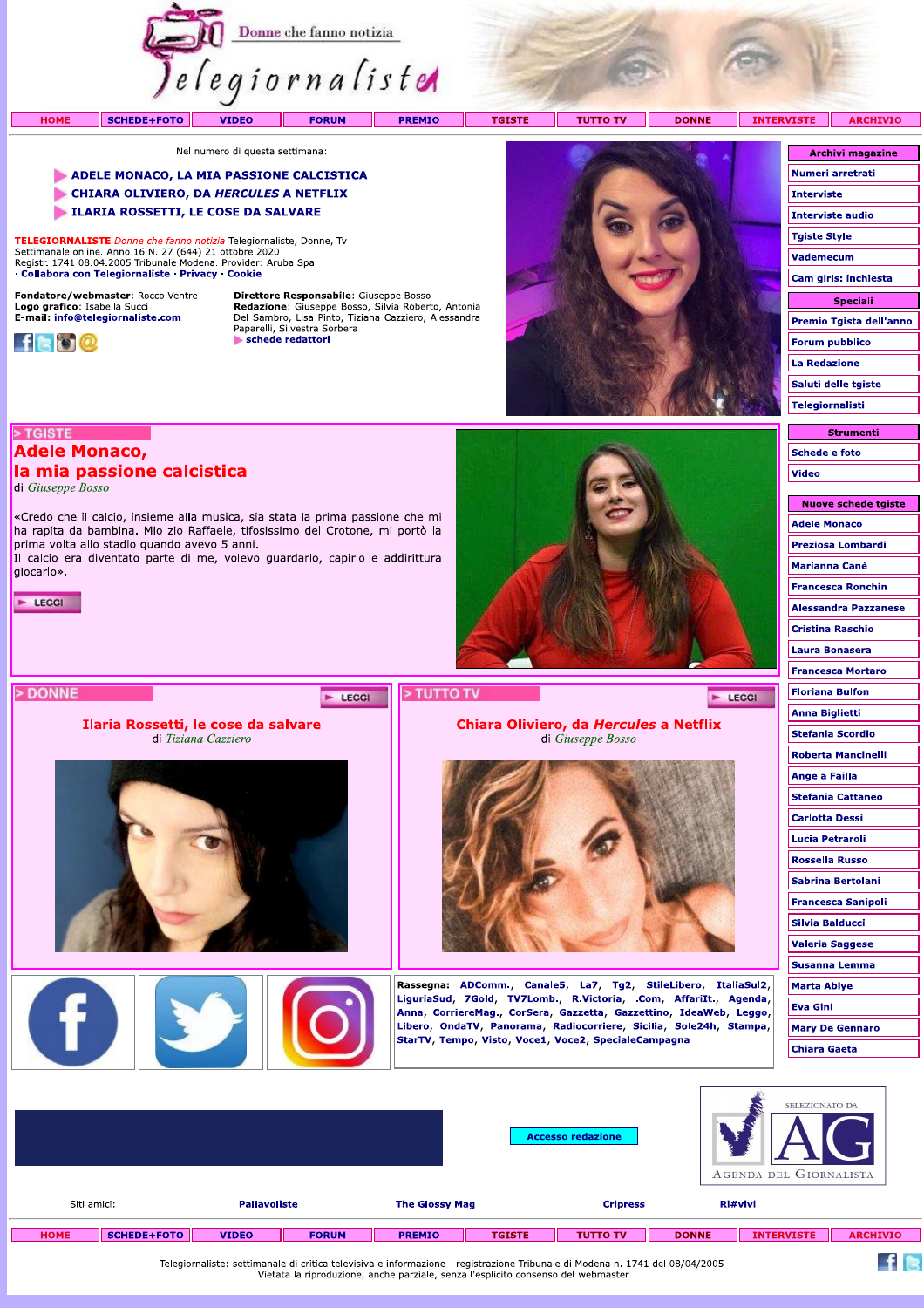Donne che fanno notizia

Telegiornaliste

HOME | SCHEDE+FOTO | VIDEO | FORUM | PREMIO | TGISTE | TUTTO TV | DONNE | INTERVISTE | ARCHIVIO

Nel numero di questa settimana:

- ADELE MONACO, LA MIA PASSIONE CALCISTICA
- CHIARA OLIVIERO, DA *HERCULES* A NETFLIX
- ILARIA ROSSETTI, LE COSE DA SALVARE

**TELEGIORNALISTE** *Donne che fanno notizia* Telegiornaliste, Donne, Tv
Settimanale online. Anno 16 N. 27 (644) 21 ottobre 2020
Registr. 1741 08.04.2005 Tribunale Modena. Provider: Aruba Spa
· Collabora con Telegiornaliste · Privacy · Cookie

**Fondatore/webmaster**: Rocco Ventre
**Logo grafico**: Isabella Succi
**E-mail**: info@telegiornaliste.com

**Direttore Responsabile**: Giuseppe Bosso
**Redazione**: Giuseppe Bosso, Silvia Roberto, Antonia Del Sambro, Lisa Pinto, Tiziana Cazziero, Alessandra Paparelli, Silvestra Sorbera
schede redattori

Archivi magazine
- Numeri arretrati
- Interviste
- Interviste audio
- Tgiste Style
- Vademecum
- Cam girls: inchiesta

Speciali
- Premio Tgista dell'anno
- Forum pubblico
- La Redazione
- Saluti delle tgiste
- Telegiornalisti

Strumenti
- Schede e foto
- Video

Nuove schede tgiste
- Adele Monaco
- Preziosa Lombardi
- Marianna Canè
- Francesca Ronchin
- Alessandra Pazzanese
- Cristina Raschio
- Laura Bonasera
- Francesca Mortaro
- Floriana Bulfon
- Anna Biglietti
- Stefania Scordio
- Roberta Mancinelli
- Angela Failla
- Stefania Cattaneo
- Carlotta Dessì
- Lucia Petraroli
- Rossella Russo
- Sabrina Bertolani
- Francesca Sanipoli
- Silvia Balducci
- Valeria Saggese
- Susanna Lemma
- Marta Abiye
- Eva Gini
- Mary De Gennaro
- Chiara Gaeta

> TGISTE

## Adele Monaco, la mia passione calcistica

di *Giuseppe Bosso*

«Credo che il calcio, insieme alla musica, sia stata la prima passione che mi ha rapita da bambina. Mio zio Raffaele, tifosissimo del Crotone, mi portò la prima volta allo stadio quando avevo 5 anni.
Il calcio era diventato parte di me, volevo guardarlo, capirlo e addirittura giocarlo».

LEGGI

> DONNE

## Ilaria Rossetti, le cose da salvare

di *Tiziana Cazziero*

LEGGI

> TUTTO TV

## Chiara Oliviero, da *Hercules* a Netflix

di *Giuseppe Bosso*

LEGGI

**Rassegna:** ADComm., Canale5, La7, Tg2, StileLibero, ItaliaSul2, LiguriaSud, 7Gold, TV7Lomb., R.Victoria, .Com, AffariIt., Agenda, Anna, CorriereMag., CorSera, Gazzetta, Gazzettino, IdeaWeb, Leggo, Libero, OndaTV, Panorama, Radiocorriere, Sicilia, Sole24h, Stampa, StarTV, Tempo, Visto, Voce1, Voce2, SpecialeCampagna

Accesso redazione

Selezionato da AG Agenda del Giornalista

Siti amici: Pallavoliste | The Glossy Mag | Cripress | Ri#vivi

HOME | SCHEDE+FOTO | VIDEO | FORUM | PREMIO | TGISTE | TUTTO TV | DONNE | INTERVISTE | ARCHIVIO

Telegiornaliste: settimanale di critica televisiva e informazione - registrazione Tribunale di Modena n. 1741 del 08/04/2005
Vietata la riproduzione, anche parziale, senza l'esplicito consenso del webmaster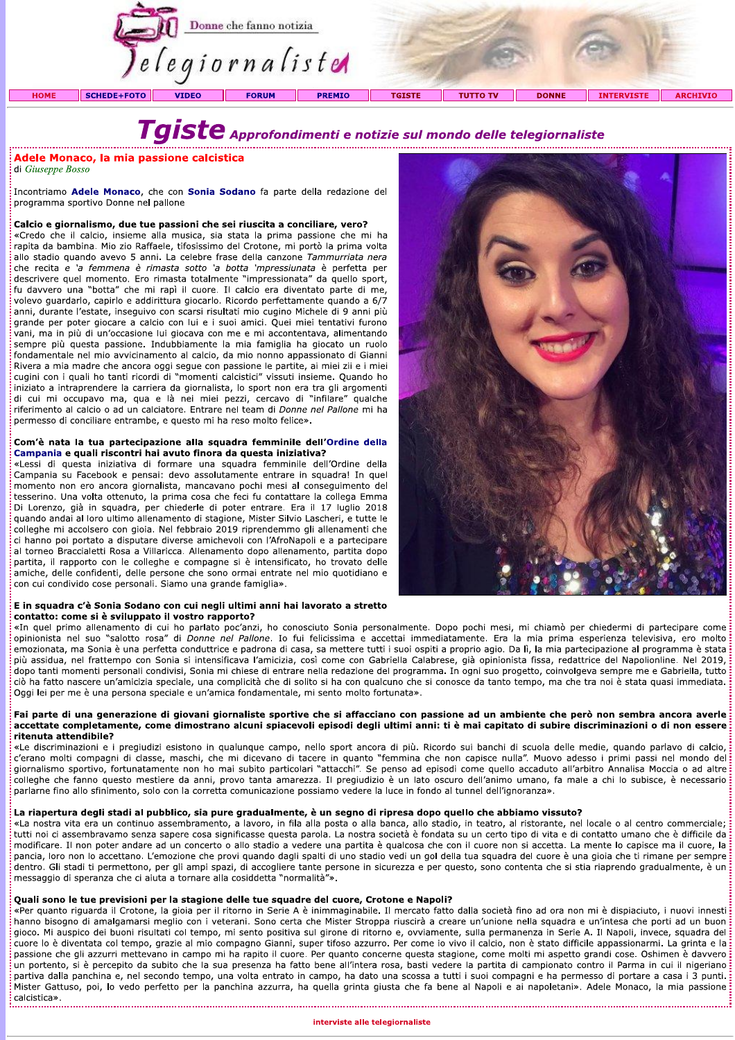# Tgiste *Approfondimenti e notizie sul mondo delle telegiornaliste*

## Adele Monaco, la mia passione calcistica

di *Giuseppe Bosso*

Incontriamo **Adele Monaco**, che con **Sonia Sodano** fa parte della redazione del programma sportivo Donne nel pallone

**Calcio e giornalismo, due tue passioni che sei riuscita a conciliare, vero?**

«Credo che il calcio, insieme alla musica, sia stata la prima passione che mi ha rapita da bambina. Mio zio Raffaele, tifosissimo del Crotone, mi portò la prima volta allo stadio quando avevo 5 anni. La celebre frase della canzone *Tammurriata nera* che recita *e 'a femmena è rimasta sotto 'a botta 'mpressiunata* è perfetta per descrivere quel momento. Ero rimasta totalmente "impressionata" da quello sport, fu davvero una "botta" che mi rapì il cuore. Il calcio era diventato parte di me, volevo guardarlo, capirlo e addirittura giocarlo. Ricordo perfettamente quando a 6/7 anni, durante l'estate, inseguivo con scarsi risultati mio cugino Michele di 9 anni più grande per poter giocare a calcio con lui e i suoi amici. Quei miei tentativi furono vani, ma in più di un'occasione lui giocava con me e mi accontentava, alimentando sempre più questa passione. Indubbiamente la mia famiglia ha giocato un ruolo fondamentale nel mio avvicinamento al calcio, da mio nonno appassionato di Gianni Rivera a mia madre che ancora oggi segue con passione le partite, ai miei zii e i miei cugini con i quali ho tanti ricordi di "momenti calcistici" vissuti insieme. Quando ho iniziato a intraprendere la carriera da giornalista, lo sport non era tra gli argomenti di cui mi occupavo ma, qua e là nei miei pezzi, cercavo di "infilare" qualche riferimento al calcio o ad un calciatore. Entrare nel team di *Donne nel Pallone* mi ha permesso di conciliare entrambe, e questo mi ha reso molto felice».

**Com'è nata la tua partecipazione alla squadra femminile dell'Ordine della Campania e quali riscontri hai avuto finora da questa iniziativa?**

«Lessi di questa iniziativa di formare una squadra femminile dell'Ordine della Campania su Facebook e pensai: devo assolutamente entrare in squadra! In quel momento non ero ancora giornalista, mancavano pochi mesi al conseguimento del tesserino. Una volta ottenuto, la prima cosa che feci fu contattare la collega Emma Di Lorenzo, già in squadra, per chiederle di poter entrare. Era il 17 luglio 2018 quando andai al loro ultimo allenamento di stagione, Mister Silvio Lascheri, e tutte le colleghe mi accolsero con gioia. Nel febbraio 2019 riprendemmo gli allenamenti che ci hanno poi portato a disputare diverse amichevoli con l'AfroNapoli e a partecipare al torneo Braccialetti Rosa a Villaricca. Allenamento dopo allenamento, partita dopo partita, il rapporto con le colleghe e compagne si è intensificato, ho trovato delle amiche, delle confidenti, delle persone che sono ormai entrate nel mio quotidiano e con cui condivido cose personali. Siamo una grande famiglia».

**E in squadra c'è Sonia Sodano con cui negli ultimi anni hai lavorato a stretto contatto: come si è sviluppato il vostro rapporto?**

«In quel primo allenamento di cui ho parlato poc'anzi, ho conosciuto Sonia personalmente. Dopo pochi mesi, mi chiamò per chiedermi di partecipare come opinionista nel suo "salotto rosa" di *Donne nel Pallone*. Io fui felicissima e accettai immediatamente. Era la mia prima esperienza televisiva, ero molto emozionata, ma Sonia è una perfetta conduttrice e padrona di casa, sa mettere tutti i suoi ospiti a proprio agio. Da lì, la mia partecipazione al programma è stata più assidua, nel frattempo con Sonia si intensificava l'amicizia, così come con Gabriella Calabrese, già opinionista fissa, redattrice del Napolionline. Nel 2019, dopo tanti momenti personali condivisi, Sonia mi chiese di entrare nella redazione del programma. In ogni suo progetto, coinvolgeva sempre me e Gabriella, tutto ciò ha fatto nascere un'amicizia speciale, una complicità che di solito si ha con qualcuno che si conosce da tanto tempo, ma che tra noi è stata quasi immediata. Oggi lei per me è una persona speciale e un'amica fondamentale, mi sento molto fortunata».

**Fai parte di una generazione di giovani giornaliste sportive che si affacciano con passione ad un ambiente che però non sembra ancora averle accettate completamente, come dimostrano alcuni spiacevoli episodi degli ultimi anni: ti è mai capitato di subire discriminazioni o di non essere ritenuta attendibile?**

«Le discriminazioni e i pregiudizi esistono in qualunque campo, nello sport ancora di più. Ricordo sui banchi di scuola delle medie, quando parlavo di calcio, c'erano molti compagni di classe, maschi, che mi dicevano di tacere in quanto "femmina che non capisce nulla". Muovo adesso i primi passi nel mondo del giornalismo sportivo, fortunatamente non ho mai subito particolari "attacchi". Se penso ad episodi come quello accaduto all'arbitro Annalisa Moccia o ad altre colleghe che fanno questo mestiere da anni, provo tanta amarezza. Il pregiudizio è un lato oscuro dell'animo umano, fa male a chi lo subisce, è necessario parlarne fino allo sfinimento, solo con la corretta comunicazione possiamo vedere la luce in fondo al tunnel dell'ignoranza».

**La riapertura degli stadi al pubblico, sia pure gradualmente, è un segno di ripresa dopo quello che abbiamo vissuto?**

«La nostra vita era un continuo assembramento, a lavoro, in fila alla posta o alla banca, allo stadio, in teatro, nel locale o al centro commerciale; tutti noi ci assembravamo senza sapere cosa significasse questa parola. La nostra società è fondata su un certo tipo di vita e di contatto umano che è difficile da modificare. Il non poter andare ad un concerto o allo stadio a vedere una partita è qualcosa che con il cuore non si accetta. La mente lo capisce ma il cuore, la pancia, loro non lo accettano. L'emozione che provi quando dagli spalti di uno stadio vedi un gol della tua squadra del cuore è una gioia che ti rimane per sempre dentro. Gli stadi ti permettono, per gli ampi spazi, di accogliere tante persone in sicurezza e per questo, sono contenta che si stia riaprendo gradualmente, è un messaggio di speranza che ci aiuta a tornare alla cosiddetta "normalità"».

**Quali sono le tue previsioni per la stagione delle tue squadre del cuore, Crotone e Napoli?**

«Per quanto riguarda il Crotone, la gioia per il ritorno in Serie A è inimmaginabile. Il mercato fatto dalla società fino ad ora non mi è dispiaciuto, i nuovi innesti hanno bisogno di amalgamarsi meglio con i veterani. Sono certa che Mister Stroppa riuscirà a creare un'unione nella squadra e un'intesa che porti ad un buon gioco. Mi auspico dei buoni risultati col tempo, mi sento positiva sul girone di ritorno e, ovviamente, sulla permanenza in Serie A. Il Napoli, invece, squadra del cuore lo è diventata col tempo, grazie al mio compagno Gianni, super tifoso azzurro. Per come io vivo il calcio, non è stato difficile appassionarmi. La grinta e la passione che gli azzurri mettevano in campo mi ha rapito il cuore. Per quanto concerne questa stagione, come molti mi aspetto grandi cose. Oshimen è davvero un portento, si è percepito da subito che la sua presenza ha fatto bene all'intera rosa, basti vedere la partita di campionato contro il Parma in cui il nigeriano partiva dalla panchina e, nel secondo tempo, una volta entrato in campo, ha dato una scossa a tutti i suoi compagni e ha permesso di portare a casa i 3 punti. Mister Gattuso, poi, lo vedo perfetto per la panchina azzurra, ha quella grinta giusta che fa bene al Napoli e ai napoletani». Adele Monaco, la mia passione calcistica».

interviste alle telegiornaliste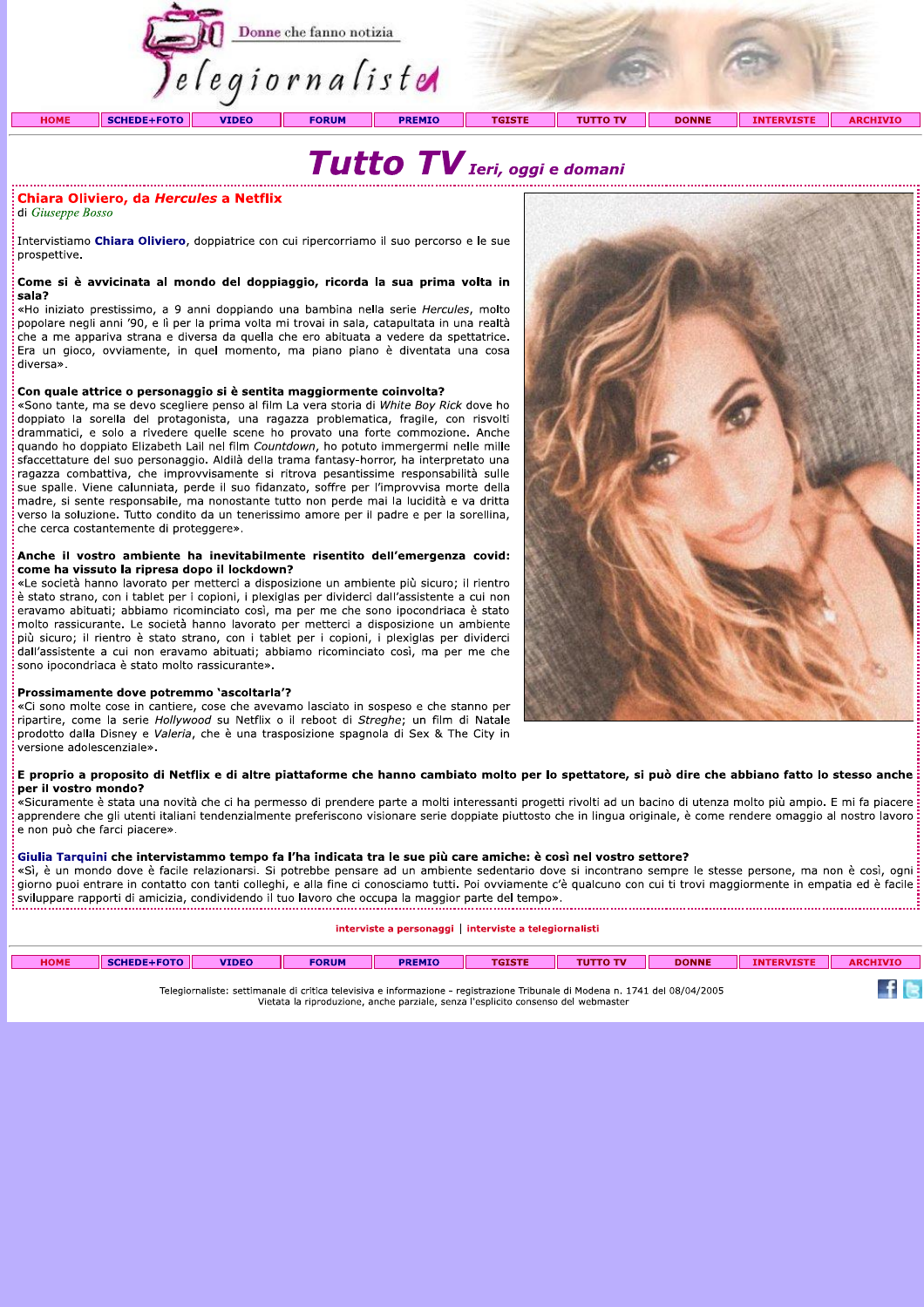# Tutto TV *Ieri, oggi e domani*

## Chiara Oliviero, da *Hercules* a Netflix

di *Giuseppe Bosso*

Intervistiamo **Chiara Oliviero**, doppiatrice con cui ripercorriamo il suo percorso e le sue prospettive.

**Come si è avvicinata al mondo del doppiaggio, ricorda la sua prima volta in sala?**
«Ho iniziato prestissimo, a 9 anni doppiando una bambina nella serie *Hercules*, molto popolare negli anni '90, e lì per la prima volta mi trovai in sala, catapultata in una realtà che a me appariva strana e diversa da quella che ero abituata a vedere da spettatrice. Era un gioco, ovviamente, in quel momento, ma piano piano è diventata una cosa diversa».

**Con quale attrice o personaggio si è sentita maggiormente coinvolta?**
«Sono tante, ma se devo scegliere penso al film La vera storia di *White Boy Rick* dove ho doppiato la sorella del protagonista, una ragazza problematica, fragile, con risvolti drammatici, e solo a rivedere quelle scene ho provato una forte commozione. Anche quando ho doppiato Elizabeth Lail nel film *Countdown*, ho potuto immergermi nelle mille sfaccettature del suo personaggio. Aldilà della trama fantasy-horror, ha interpretato una ragazza combattiva, che improvvisamente si ritrova pesantissime responsabilità sulle sue spalle. Viene calunniata, perde il suo fidanzato, soffre per l'improvvisa morte della madre, si sente responsabile, ma nonostante tutto non perde mai la lucidità e va dritta verso la soluzione. Tutto condito da un tenerissimo amore per il padre e per la sorellina, che cerca costantemente di proteggere».

**Anche il vostro ambiente ha inevitabilmente risentito dell'emergenza covid: come ha vissuto la ripresa dopo il lockdown?**
«Le società hanno lavorato per metterci a disposizione un ambiente più sicuro; il rientro è stato strano, con i tablet per i copioni, i plexiglas per dividerci dall'assistente a cui non eravamo abituati; abbiamo ricominciato così, ma per me che sono ipocondriaca è stato molto rassicurante. Le società hanno lavorato per metterci a disposizione un ambiente più sicuro; il rientro è stato strano, con i tablet per i copioni, i plexiglas per dividerci dall'assistente a cui non eravamo abituati; abbiamo ricominciato così, ma per me che sono ipocondriaca è stato molto rassicurante».

**Prossimamente dove potremmo 'ascoltarla'?**
«Ci sono molte cose in cantiere, cose che avevamo lasciato in sospeso e che stanno per ripartire, come la serie *Hollywood* su Netflix o il reboot di *Streghe*; un film di Natale prodotto dalla Disney e *Valeria*, che è una trasposizione spagnola di Sex & The City in versione adolescenziale».

**E proprio a proposito di Netflix e di altre piattaforme che hanno cambiato molto per lo spettatore, si può dire che abbiano fatto lo stesso anche per il vostro mondo?**
«Sicuramente è stata una novità che ci ha permesso di prendere parte a molti interessanti progetti rivolti ad un bacino di utenza molto più ampio. E mi fa piacere apprendere che gli utenti italiani tendenzialmente preferiscono visionare serie doppiate piuttosto che in lingua originale, è come rendere omaggio al nostro lavoro e non può che farci piacere».

**Giulia Tarquini che intervistammo tempo fa l'ha indicata tra le sue più care amiche: è così nel vostro settore?**
«Sì, è un mondo dove è facile relazionarsi. Si potrebbe pensare ad un ambiente sedentario dove si incontrano sempre le stesse persone, ma non è così, ogni giorno puoi entrare in contatto con tanti colleghi, e alla fine ci conosciamo tutti. Poi ovviamente c'è qualcuno con cui ti trovi maggiormente in empatia ed è facile sviluppare rapporti di amicizia, condividendo il tuo lavoro che occupa la maggior parte del tempo».

interviste a personaggi | interviste a telegiornalisti

Telegiornaliste: settimanale di critica televisiva e informazione - registrazione Tribunale di Modena n. 1741 del 08/04/2005
Vietata la riproduzione, anche parziale, senza l'esplicito consenso del webmaster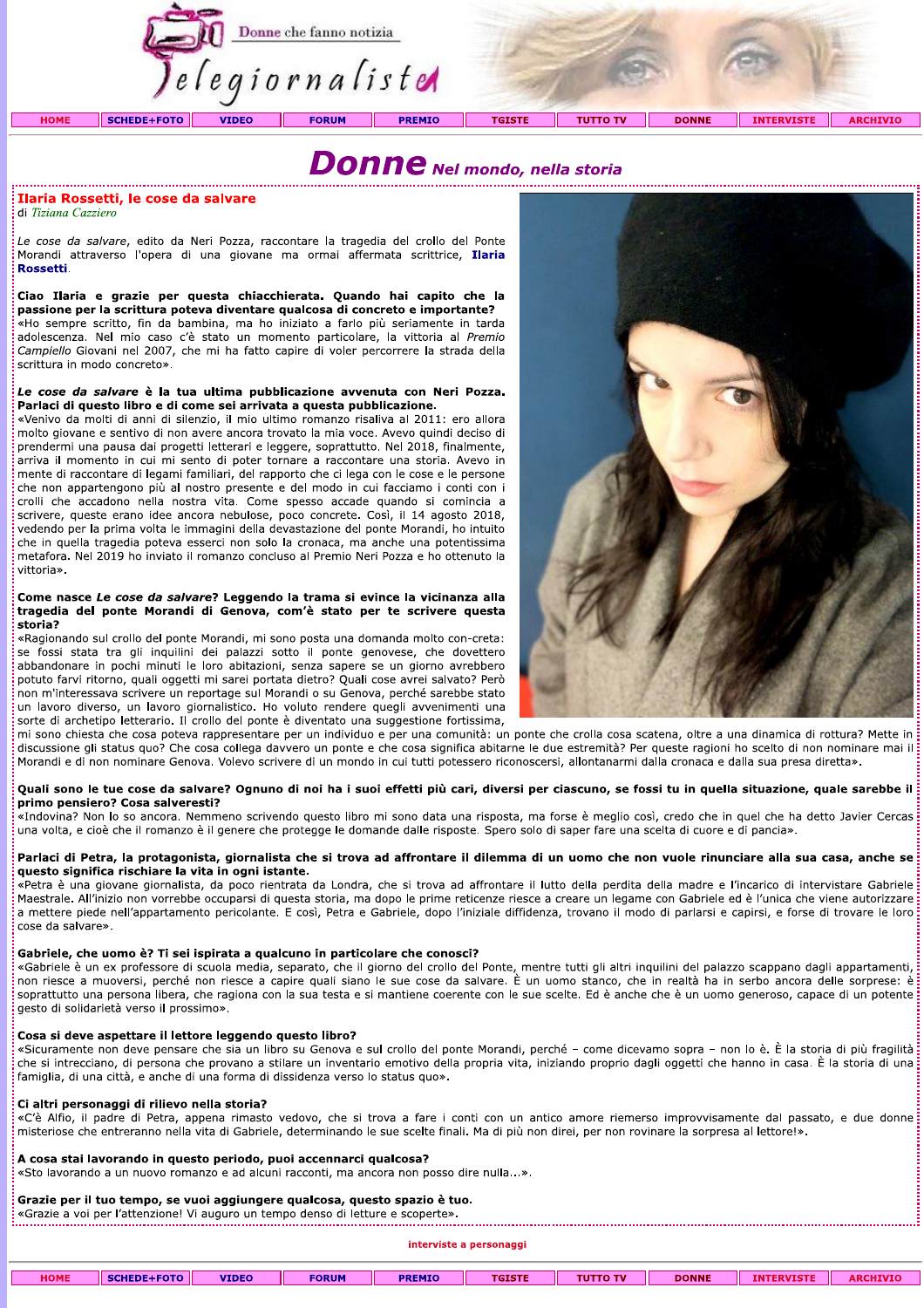Donne che fanno notizia

Telegiornaliste

HOME | SCHEDE+FOTO | VIDEO | FORUM | PREMIO | TGISTE | TUTTO TV | DONNE | INTERVISTE | ARCHIVIO

# Donne Nel mondo, nella storia

## Ilaria Rossetti, le cose da salvare

di *Tiziana Cazziero*

*Le cose da salvare*, edito da Neri Pozza, raccontare la tragedia del crollo del Ponte Morandi attraverso l'opera di una giovane ma ormai affermata scrittrice, **Ilaria Rossetti**.

**Ciao Ilaria e grazie per questa chiacchierata. Quando hai capito che la passione per la scrittura poteva diventare qualcosa di concreto e importante?**
«Ho sempre scritto, fin da bambina, ma ho iniziato a farlo più seriamente in tarda adolescenza. Nel mio caso c'è stato un momento particolare, la vittoria al *Premio Campiello* Giovani nel 2007, che mi ha fatto capire di voler percorrere la strada della scrittura in modo concreto».

***Le cose da salvare* è la tua ultima pubblicazione avvenuta con Neri Pozza. Parlaci di questo libro e di come sei arrivata a questa pubblicazione.**
«Venivo da molti di anni di silenzio, il mio ultimo romanzo risaliva al 2011: ero allora molto giovane e sentivo di non avere ancora trovato la mia voce. Avevo quindi deciso di prendermi una pausa dai progetti letterari e leggere, soprattutto. Nel 2018, finalmente, arriva il momento in cui mi sento di poter tornare a raccontare una storia. Avevo in mente di raccontare di legami familiari, del rapporto che ci lega con le cose e le persone che non appartengono più al nostro presente e del modo in cui facciamo i conti con i crolli che accadono nella nostra vita. Come spesso accade quando si comincia a scrivere, queste erano idee ancora nebulose, poco concrete. Così, il 14 agosto 2018, vedendo per la prima volta le immagini della devastazione del ponte Morandi, ho intuito che in quella tragedia poteva esserci non solo la cronaca, ma anche una potentissima metafora. Nel 2019 ho inviato il romanzo concluso al Premio Neri Pozza e ho ottenuto la vittoria».

**Come nasce *Le cose da salvare*? Leggendo la trama si evince la vicinanza alla tragedia del ponte Morandi di Genova, com'è stato per te scrivere questa storia?**
«Ragionando sul crollo del ponte Morandi, mi sono posta una domanda molto con-creta: se fossi stata tra gli inquilini dei palazzi sotto il ponte genovese, che dovettero abbandonare in pochi minuti le loro abitazioni, senza sapere se un giorno avrebbero potuto farvi ritorno, quali oggetti mi sarei portata dietro? Quali cose avrei salvato? Però non m'interessava scrivere un reportage sul Morandi o su Genova, perché sarebbe stato un lavoro diverso, un lavoro giornalistico. Ho voluto rendere quegli avvenimenti una sorte di archetipo letterario. Il crollo del ponte è diventato una suggestione fortissima, mi sono chiesta che cosa poteva rappresentare per un individuo e per una comunità: un ponte che crolla cosa scatena, oltre a una dinamica di rottura? Mette in discussione gli status quo? Che cosa collega davvero un ponte e che cosa significa abitarne le due estremità? Per queste ragioni ho scelto di non nominare mai il Morandi e di non nominare Genova. Volevo scrivere di un mondo in cui tutti potessero riconoscersi, allontanarmi dalla cronaca e dalla sua presa diretta».

**Quali sono le tue cose da salvare? Ognuno di noi ha i suoi effetti più cari, diversi per ciascuno, se fossi tu in quella situazione, quale sarebbe il primo pensiero? Cosa salveresti?**
«Indovina? Non lo so ancora. Nemmeno scrivendo questo libro mi sono data una risposta, ma forse è meglio così, credo che in quel che ha detto Javier Cercas una volta, e cioè che il romanzo è il genere che protegge le domande dalle risposte. Spero solo di saper fare una scelta di cuore e di pancia».

**Parlaci di Petra, la protagonista, giornalista che si trova ad affrontare il dilemma di un uomo che non vuole rinunciare alla sua casa, anche se questo significa rischiare la vita in ogni istante.**
«Petra è una giovane giornalista, da poco rientrata da Londra, che si trova ad affrontare il lutto della perdita della madre e l'incarico di intervistare Gabriele Maestrale. All'inizio non vorrebbe occuparsi di questa storia, ma dopo le prime reticenze riesce a creare un legame con Gabriele ed è l'unica che viene autorizzare a mettere piede nell'appartamento pericolante. E così, Petra e Gabriele, dopo l'iniziale diffidenza, trovano il modo di parlarsi e capirsi, e forse di trovare le loro cose da salvare».

**Gabriele, che uomo è? Ti sei ispirata a qualcuno in particolare che conosci?**
«Gabriele è un ex professore di scuola media, separato, che il giorno del crollo del Ponte, mentre tutti gli altri inquilini del palazzo scappano dagli appartamenti, non riesce a muoversi, perché non riesce a capire quali siano le sue cose da salvare. È un uomo stanco, che in realtà ha in serbo ancora delle sorprese: è soprattutto una persona libera, che ragiona con la sua testa e si mantiene coerente con le sue scelte. Ed è anche che è un uomo generoso, capace di un potente gesto di solidarietà verso il prossimo».

**Cosa si deve aspettare il lettore leggendo questo libro?**
«Sicuramente non deve pensare che sia un libro su Genova e sul crollo del ponte Morandi, perché – come dicevamo sopra – non lo è. È la storia di più fragilità che si intrecciano, di persone che provano a stilare un inventario emotivo della propria vita, iniziando proprio dagli oggetti che hanno in casa. È la storia di una famiglia, di una città, e anche di una forma di dissidenza verso lo status quo».

**Ci altri personaggi di rilievo nella storia?**
«C'è Alfio, il padre di Petra, appena rimasto vedovo, che si trova a fare i conti con un antico amore riemerso improvvisamente dal passato, e due donne misteriose che entreranno nella vita di Gabriele, determinando le sue scelte finali. Ma di più non direi, per non rovinare la sorpresa al lettore!».

**A cosa stai lavorando in questo periodo, puoi accennarci qualcosa?**
«Sto lavorando a un nuovo romanzo e ad alcuni racconti, ma ancora non posso dire nulla...».

**Grazie per il tuo tempo, se vuoi aggiungere qualcosa, questo spazio è tuo.**
«Grazie a voi per l'attenzione! Vi auguro un tempo denso di letture e scoperte».

interviste a personaggi

HOME | SCHEDE+FOTO | VIDEO | FORUM | PREMIO | TGISTE | TUTTO TV | DONNE | INTERVISTE | ARCHIVIO